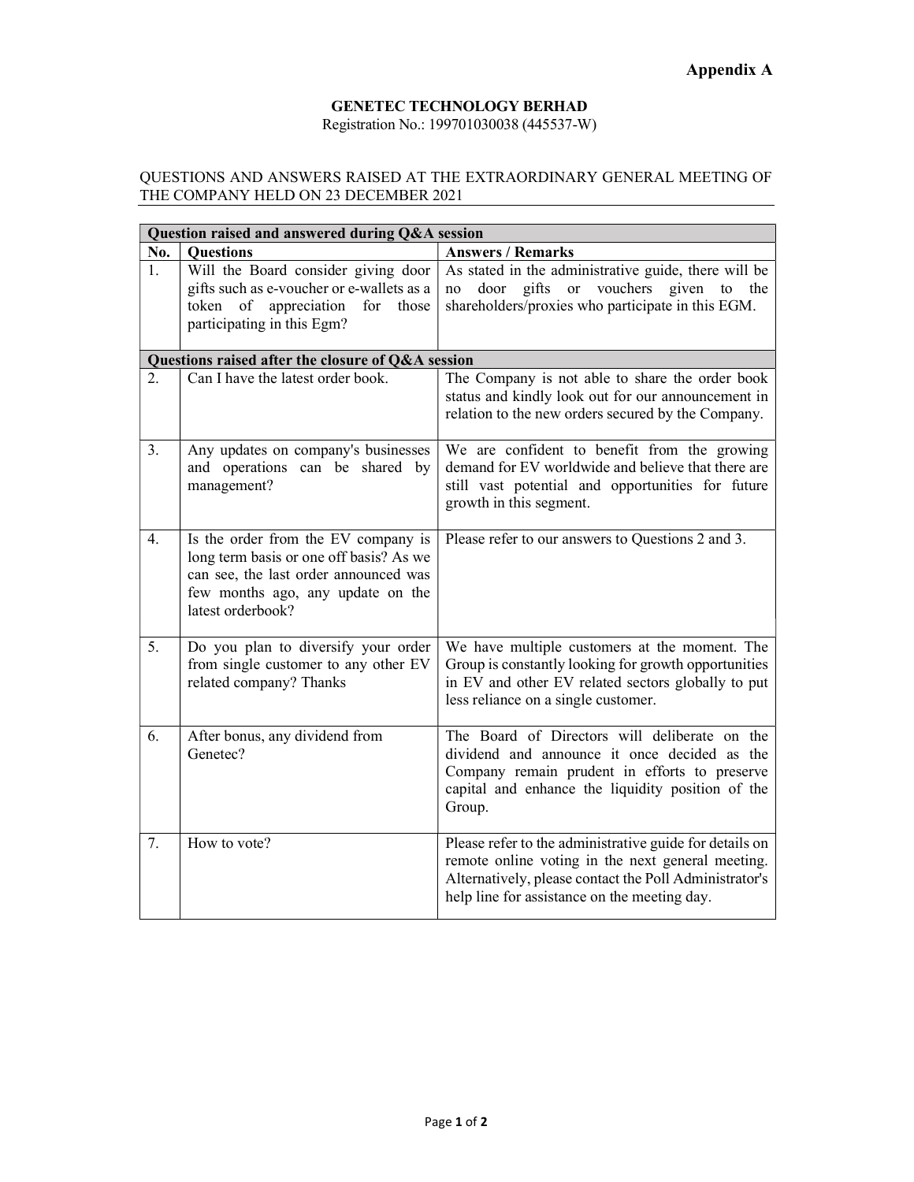**Appendix A**

**GENETEC TECHNOLOGY BERHAD**
Registration No.: 199701030038 (445537-W)

QUESTIONS AND ANSWERS RAISED AT THE EXTRAORDINARY GENERAL MEETING OF THE COMPANY HELD ON 23 DECEMBER 2021

| **No.** | **Questions** | **Answers / Remarks** |
|---|---|---|
| **Question raised and answered during Q&A session** | | |
| 1. | Will the Board consider giving door gifts such as e-voucher or e-wallets as a token of appreciation for those participating in this Egm? | As stated in the administrative guide, there will be no door gifts or vouchers given to the shareholders/proxies who participate in this EGM. |
| **Questions raised after the closure of Q&A session** | | |
| 2. | Can I have the latest order book. | The Company is not able to share the order book status and kindly look out for our announcement in relation to the new orders secured by the Company. |
| 3. | Any updates on company's businesses and operations can be shared by management? | We are confident to benefit from the growing demand for EV worldwide and believe that there are still vast potential and opportunities for future growth in this segment. |
| 4. | Is the order from the EV company is long term basis or one off basis? As we can see, the last order announced was few months ago, any update on the latest orderbook? | Please refer to our answers to Questions 2 and 3. |
| 5. | Do you plan to diversify your order from single customer to any other EV related company? Thanks | We have multiple customers at the moment. The Group is constantly looking for growth opportunities in EV and other EV related sectors globally to put less reliance on a single customer. |
| 6. | After bonus, any dividend from Genetec? | The Board of Directors will deliberate on the dividend and announce it once decided as the Company remain prudent in efforts to preserve capital and enhance the liquidity position of the Group. |
| 7. | How to vote? | Please refer to the administrative guide for details on remote online voting in the next general meeting. Alternatively, please contact the Poll Administrator's help line for assistance on the meeting day. |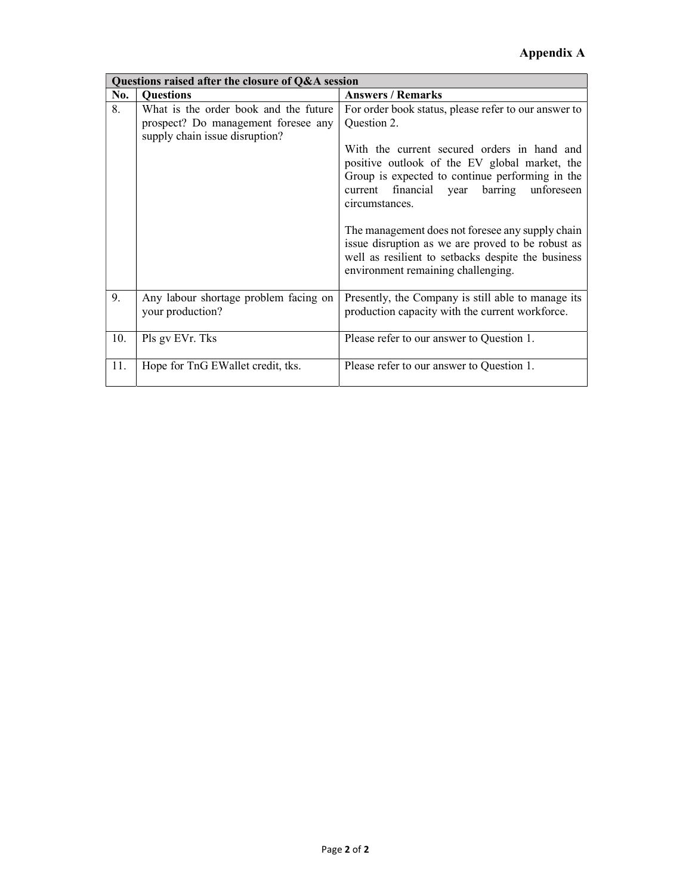**Appendix A**

| Questions raised after the closure of Q&A session | | |
|---|---|---|
| **No.** | **Questions** | **Answers / Remarks** |
| 8. | What is the order book and the future prospect? Do management foresee any supply chain issue disruption? | For order book status, please refer to our answer to Question 2.<br><br>With the current secured orders in hand and positive outlook of the EV global market, the Group is expected to continue performing in the current financial year barring unforeseen circumstances.<br><br>The management does not foresee any supply chain issue disruption as we are proved to be robust as well as resilient to setbacks despite the business environment remaining challenging. |
| 9. | Any labour shortage problem facing on your production? | Presently, the Company is still able to manage its production capacity with the current workforce. |
| 10. | Pls gv EVr. Tks | Please refer to our answer to Question 1. |
| 11. | Hope for TnG EWallet credit, tks. | Please refer to our answer to Question 1. |